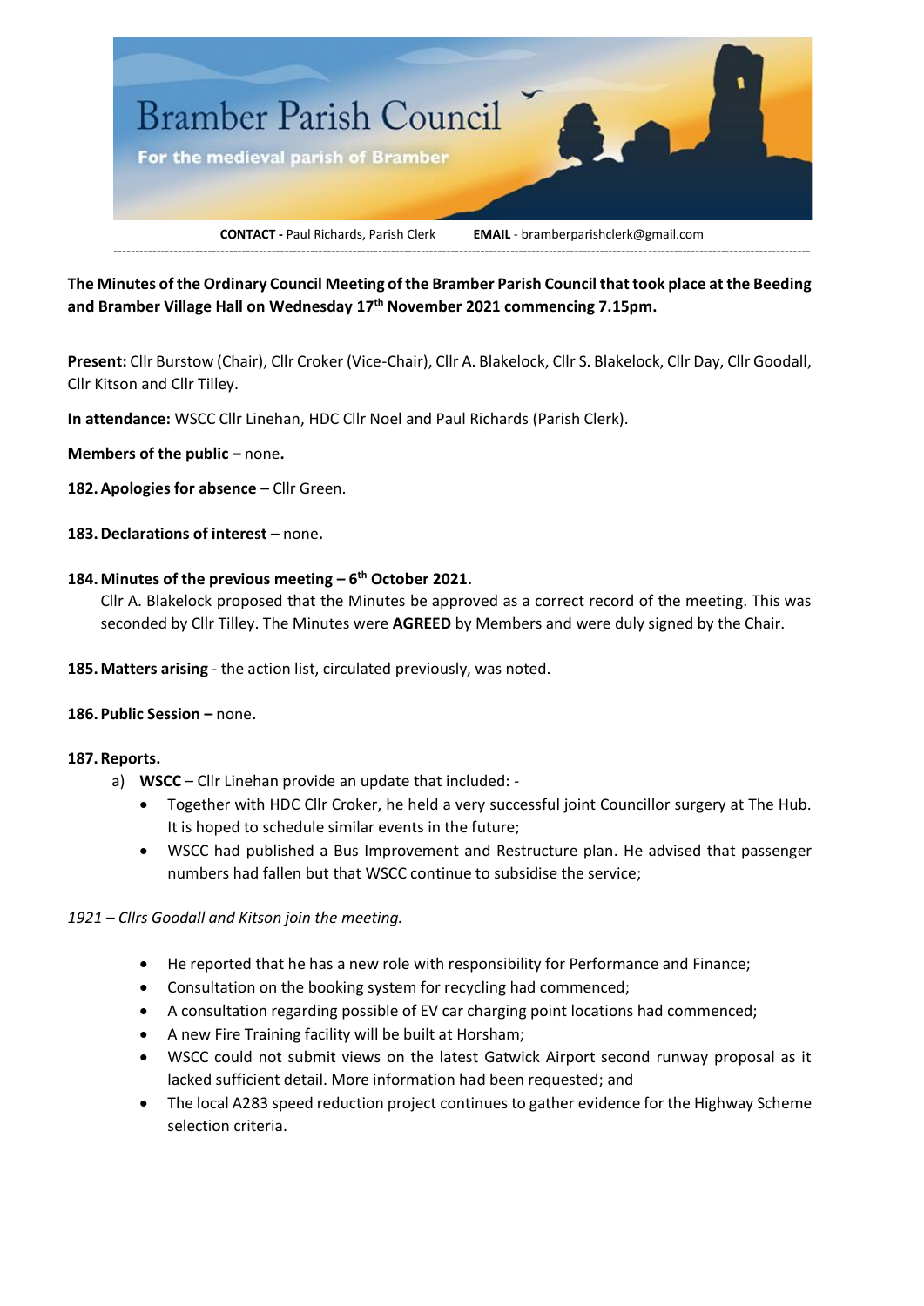# Bramber Parish Council

For the medieval parish of Bramber

**CONTACT -** Paul Richards, Parish Clerk **EMAIL** - bramberparishclerk@gmail.com

---

**The Minutes of the Ordinary Council Meeting of the Bramber Parish Council that took place at the Beeding and Bramber Village Hall on Wednesday 17th November 2021 commencing 7.15pm.**

**Present:** Cllr Burstow (Chair), Cllr Croker (Vice-Chair), Cllr A. Blakelock, Cllr S. Blakelock, Cllr Day, Cllr Goodall, Cllr Kitson and Cllr Tilley.

**In attendance:** WSCC Cllr Linehan, HDC Cllr Noel and Paul Richards (Parish Clerk).

**Members of the public –** none**.**

**182. Apologies for absence** – Cllr Green.

**183. Declarations of interest** – none**.**

**184. Minutes of the previous meeting – 6th October 2021.**

Cllr A. Blakelock proposed that the Minutes be approved as a correct record of the meeting. This was seconded by Cllr Tilley. The Minutes were **AGREED** by Members and were duly signed by the Chair.

**185. Matters arising** - the action list, circulated previously, was noted.

**186. Public Session –** none**.**

**187. Reports.**

a) **WSCC** – Cllr Linehan provide an update that included: -

- Together with HDC Cllr Croker, he held a very successful joint Councillor surgery at The Hub. It is hoped to schedule similar events in the future;
- WSCC had published a Bus Improvement and Restructure plan. He advised that passenger numbers had fallen but that WSCC continue to subsidise the service;

*1921 – Cllrs Goodall and Kitson join the meeting.*

- He reported that he has a new role with responsibility for Performance and Finance;
- Consultation on the booking system for recycling had commenced;
- A consultation regarding possible of EV car charging point locations had commenced;
- A new Fire Training facility will be built at Horsham;
- WSCC could not submit views on the latest Gatwick Airport second runway proposal as it lacked sufficient detail. More information had been requested; and
- The local A283 speed reduction project continues to gather evidence for the Highway Scheme selection criteria.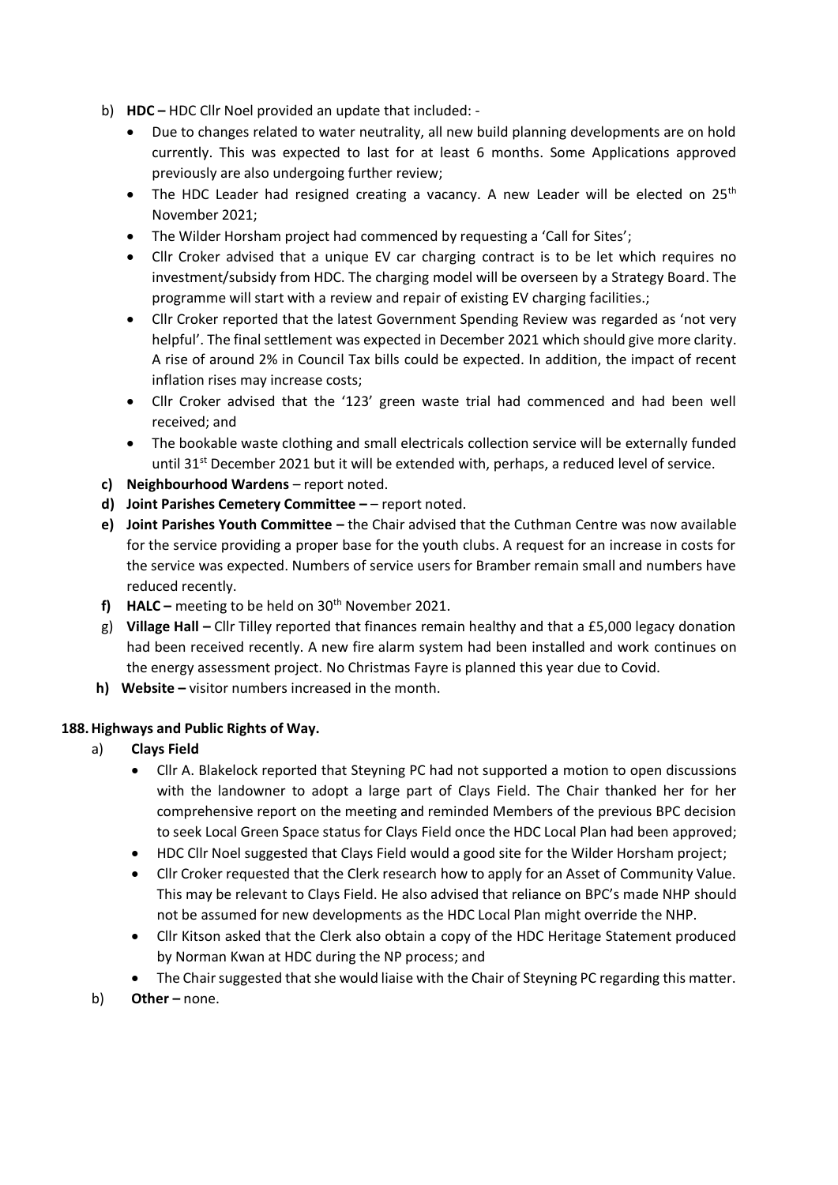b) **HDC –** HDC Cllr Noel provided an update that included: -

- Due to changes related to water neutrality, all new build planning developments are on hold currently. This was expected to last for at least 6 months. Some Applications approved previously are also undergoing further review;
- The HDC Leader had resigned creating a vacancy. A new Leader will be elected on 25th November 2021;
- The Wilder Horsham project had commenced by requesting a 'Call for Sites';
- Cllr Croker advised that a unique EV car charging contract is to be let which requires no investment/subsidy from HDC. The charging model will be overseen by a Strategy Board. The programme will start with a review and repair of existing EV charging facilities.;
- Cllr Croker reported that the latest Government Spending Review was regarded as 'not very helpful'. The final settlement was expected in December 2021 which should give more clarity. A rise of around 2% in Council Tax bills could be expected. In addition, the impact of recent inflation rises may increase costs;
- Cllr Croker advised that the '123' green waste trial had commenced and had been well received; and
- The bookable waste clothing and small electricals collection service will be externally funded until 31st December 2021 but it will be extended with, perhaps, a reduced level of service.

**c) Neighbourhood Wardens** – report noted.

**d) Joint Parishes Cemetery Committee –** – report noted.

**e) Joint Parishes Youth Committee –** the Chair advised that the Cuthman Centre was now available for the service providing a proper base for the youth clubs. A request for an increase in costs for the service was expected. Numbers of service users for Bramber remain small and numbers have reduced recently.

**f) HALC –** meeting to be held on 30th November 2021.

g) **Village Hall –** Cllr Tilley reported that finances remain healthy and that a £5,000 legacy donation had been received recently. A new fire alarm system had been installed and work continues on the energy assessment project. No Christmas Fayre is planned this year due to Covid.

**h) Website –** visitor numbers increased in the month.

**188. Highways and Public Rights of Way.**

a) **Clays Field**

- Cllr A. Blakelock reported that Steyning PC had not supported a motion to open discussions with the landowner to adopt a large part of Clays Field. The Chair thanked her for her comprehensive report on the meeting and reminded Members of the previous BPC decision to seek Local Green Space status for Clays Field once the HDC Local Plan had been approved;
- HDC Cllr Noel suggested that Clays Field would a good site for the Wilder Horsham project;
- Cllr Croker requested that the Clerk research how to apply for an Asset of Community Value. This may be relevant to Clays Field. He also advised that reliance on BPC's made NHP should not be assumed for new developments as the HDC Local Plan might override the NHP.
- Cllr Kitson asked that the Clerk also obtain a copy of the HDC Heritage Statement produced by Norman Kwan at HDC during the NP process; and
- The Chair suggested that she would liaise with the Chair of Steyning PC regarding this matter.

b) **Other –** none.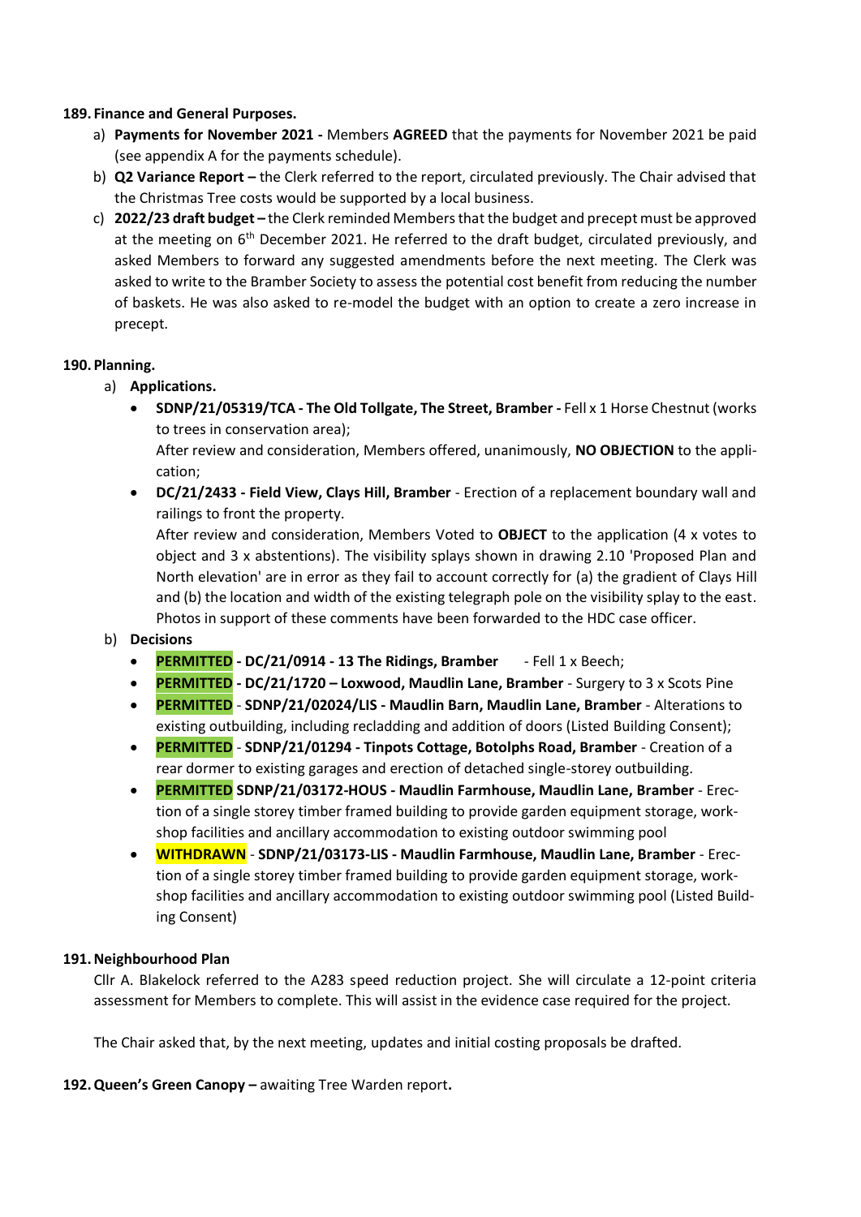**189. Finance and General Purposes.**

a) **Payments for November 2021 -** Members **AGREED** that the payments for November 2021 be paid (see appendix A for the payments schedule).

b) **Q2 Variance Report –** the Clerk referred to the report, circulated previously. The Chair advised that the Christmas Tree costs would be supported by a local business.

c) **2022/23 draft budget –** the Clerk reminded Members that the budget and precept must be approved at the meeting on 6th December 2021. He referred to the draft budget, circulated previously, and asked Members to forward any suggested amendments before the next meeting. The Clerk was asked to write to the Bramber Society to assess the potential cost benefit from reducing the number of baskets. He was also asked to re-model the budget with an option to create a zero increase in precept.

**190. Planning.**

a) **Applications.**

- **SDNP/21/05319/TCA - The Old Tollgate, The Street, Bramber -** Fell x 1 Horse Chestnut (works to trees in conservation area);
  After review and consideration, Members offered, unanimously, **NO OBJECTION** to the application;
- **DC/21/2433 - Field View, Clays Hill, Bramber** - Erection of a replacement boundary wall and railings to front the property.
  After review and consideration, Members Voted to **OBJECT** to the application (4 x votes to object and 3 x abstentions). The visibility splays shown in drawing 2.10 'Proposed Plan and North elevation' are in error as they fail to account correctly for (a) the gradient of Clays Hill and (b) the location and width of the existing telegraph pole on the visibility splay to the east. Photos in support of these comments have been forwarded to the HDC case officer.

b) **Decisions**

- **PERMITTED - DC/21/0914 - 13 The Ridings, Bramber** - Fell 1 x Beech;
- **PERMITTED - DC/21/1720 – Loxwood, Maudlin Lane, Bramber** - Surgery to 3 x Scots Pine
- **PERMITTED** - **SDNP/21/02024/LIS - Maudlin Barn, Maudlin Lane, Bramber** - Alterations to existing outbuilding, including recladding and addition of doors (Listed Building Consent);
- **PERMITTED** - **SDNP/21/01294 - Tinpots Cottage, Botolphs Road, Bramber** - Creation of a rear dormer to existing garages and erection of detached single-storey outbuilding.
- **PERMITTED SDNP/21/03172-HOUS - Maudlin Farmhouse, Maudlin Lane, Bramber** - Erection of a single storey timber framed building to provide garden equipment storage, workshop facilities and ancillary accommodation to existing outdoor swimming pool
- **WITHDRAWN** - **SDNP/21/03173-LIS - Maudlin Farmhouse, Maudlin Lane, Bramber** - Erection of a single storey timber framed building to provide garden equipment storage, workshop facilities and ancillary accommodation to existing outdoor swimming pool (Listed Building Consent)

**191. Neighbourhood Plan**

Cllr A. Blakelock referred to the A283 speed reduction project. She will circulate a 12-point criteria assessment for Members to complete. This will assist in the evidence case required for the project.

The Chair asked that, by the next meeting, updates and initial costing proposals be drafted.

**192. Queen's Green Canopy –** awaiting Tree Warden report**.**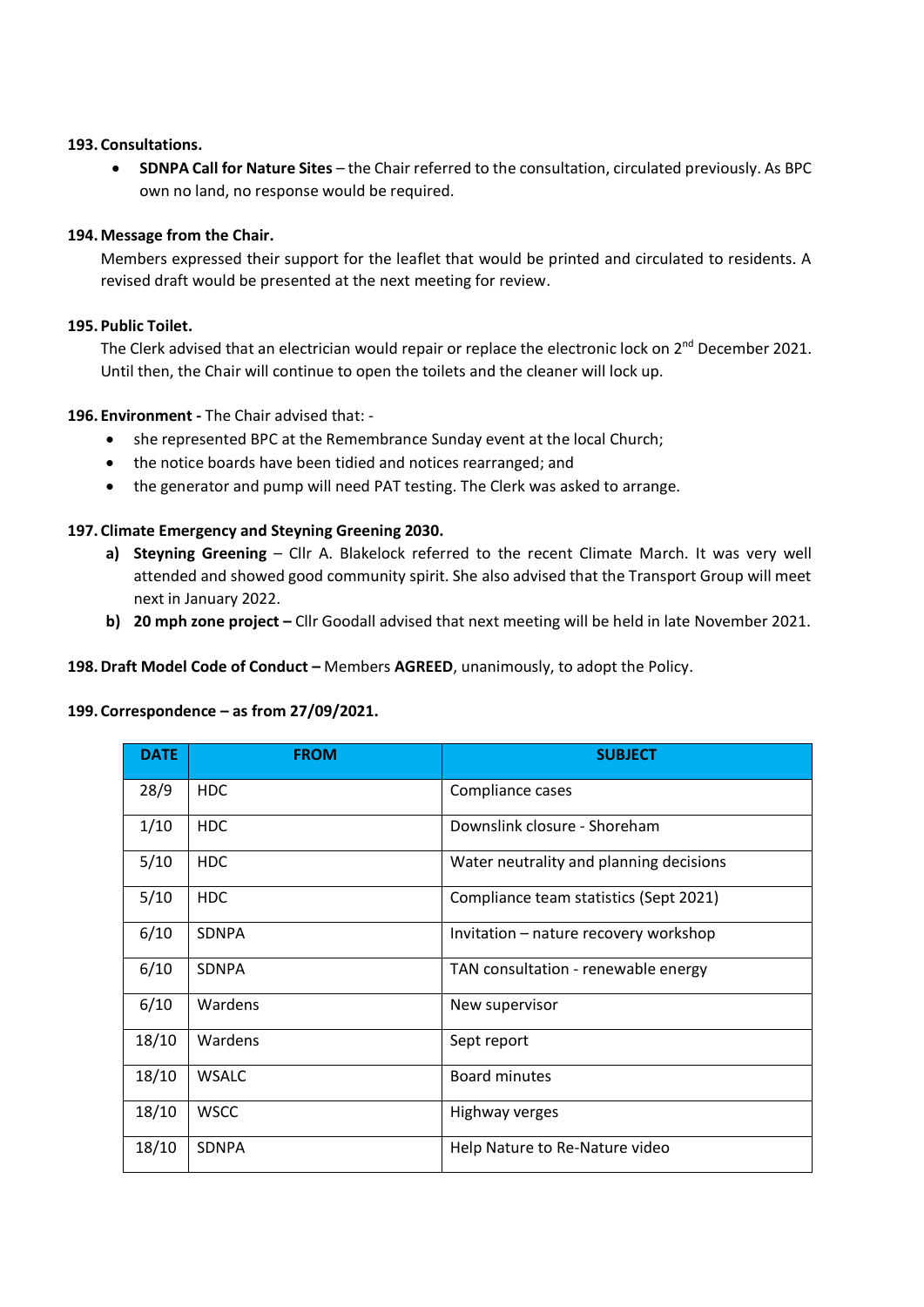**193. Consultations.**

- **SDNPA Call for Nature Sites** – the Chair referred to the consultation, circulated previously. As BPC own no land, no response would be required.

**194. Message from the Chair.**

Members expressed their support for the leaflet that would be printed and circulated to residents. A revised draft would be presented at the next meeting for review.

**195. Public Toilet.**

The Clerk advised that an electrician would repair or replace the electronic lock on 2nd December 2021. Until then, the Chair will continue to open the toilets and the cleaner will lock up.

**196. Environment -** The Chair advised that: -

- she represented BPC at the Remembrance Sunday event at the local Church;
- the notice boards have been tidied and notices rearranged; and
- the generator and pump will need PAT testing. The Clerk was asked to arrange.

**197. Climate Emergency and Steyning Greening 2030.**

a) **Steyning Greening** – Cllr A. Blakelock referred to the recent Climate March. It was very well attended and showed good community spirit. She also advised that the Transport Group will meet next in January 2022.

b) **20 mph zone project –** Cllr Goodall advised that next meeting will be held in late November 2021.

**198. Draft Model Code of Conduct –** Members **AGREED**, unanimously, to adopt the Policy.

**199. Correspondence – as from 27/09/2021.**

| DATE | FROM | SUBJECT |
|---|---|---|
| 28/9 | HDC | Compliance cases |
| 1/10 | HDC | Downslink closure - Shoreham |
| 5/10 | HDC | Water neutrality and planning decisions |
| 5/10 | HDC | Compliance team statistics (Sept 2021) |
| 6/10 | SDNPA | Invitation – nature recovery workshop |
| 6/10 | SDNPA | TAN consultation - renewable energy |
| 6/10 | Wardens | New supervisor |
| 18/10 | Wardens | Sept report |
| 18/10 | WSALC | Board minutes |
| 18/10 | WSCC | Highway verges |
| 18/10 | SDNPA | Help Nature to Re-Nature video |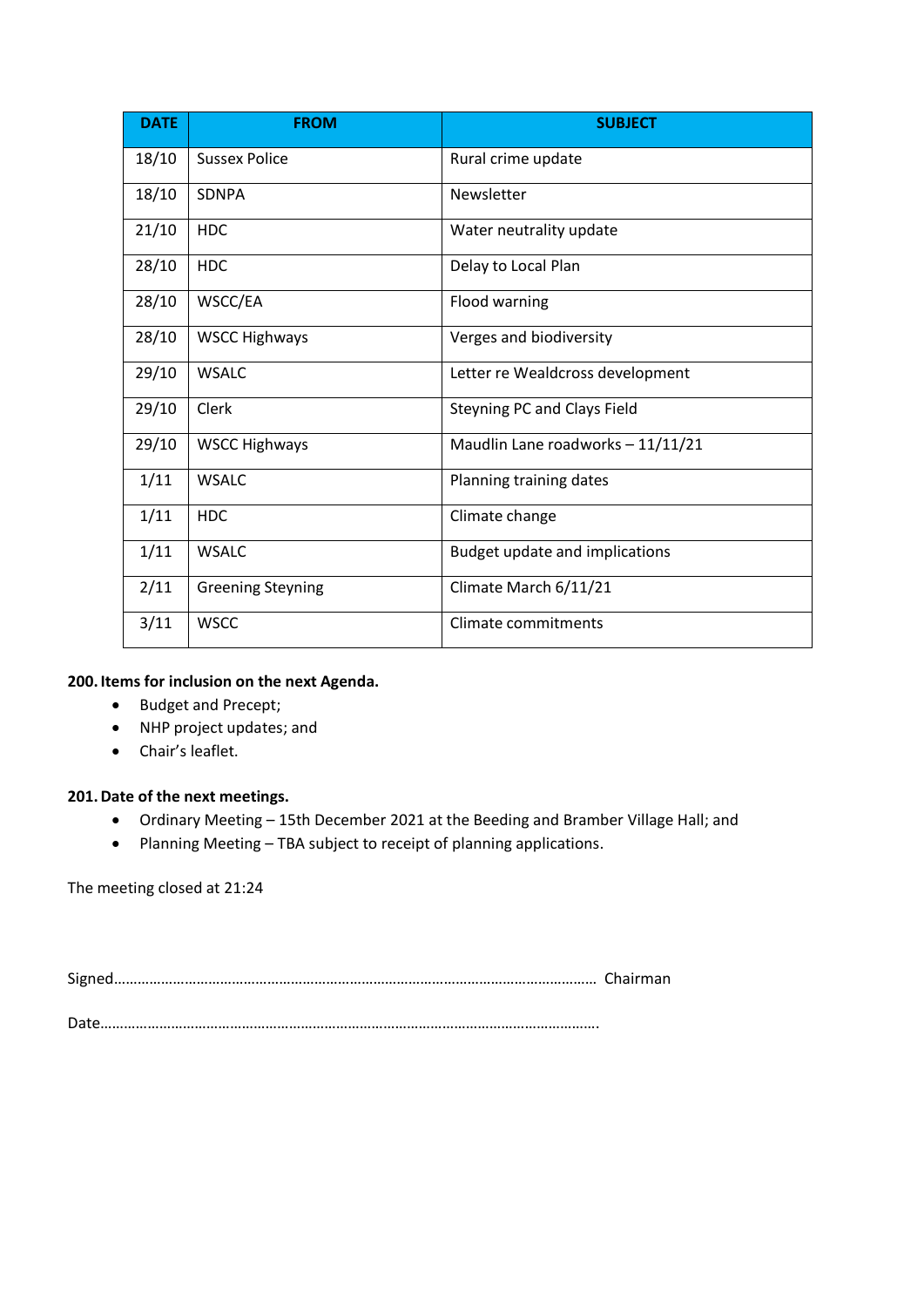| DATE | FROM | SUBJECT |
|---|---|---|
| 18/10 | Sussex Police | Rural crime update |
| 18/10 | SDNPA | Newsletter |
| 21/10 | HDC | Water neutrality update |
| 28/10 | HDC | Delay to Local Plan |
| 28/10 | WSCC/EA | Flood warning |
| 28/10 | WSCC Highways | Verges and biodiversity |
| 29/10 | WSALC | Letter re Wealdcross development |
| 29/10 | Clerk | Steyning PC and Clays Field |
| 29/10 | WSCC Highways | Maudlin Lane roadworks – 11/11/21 |
| 1/11 | WSALC | Planning training dates |
| 1/11 | HDC | Climate change |
| 1/11 | WSALC | Budget update and implications |
| 2/11 | Greening Steyning | Climate March 6/11/21 |
| 3/11 | WSCC | Climate commitments |

**200. Items for inclusion on the next Agenda.**

- Budget and Precept;
- NHP project updates; and
- Chair's leaflet.

**201. Date of the next meetings.**

- Ordinary Meeting – 15th December 2021 at the Beeding and Bramber Village Hall; and
- Planning Meeting – TBA subject to receipt of planning applications.

The meeting closed at 21:24

Signed………………………………………………………………………………………………………… Chairman

Date…………………………………………………………………………………………………………….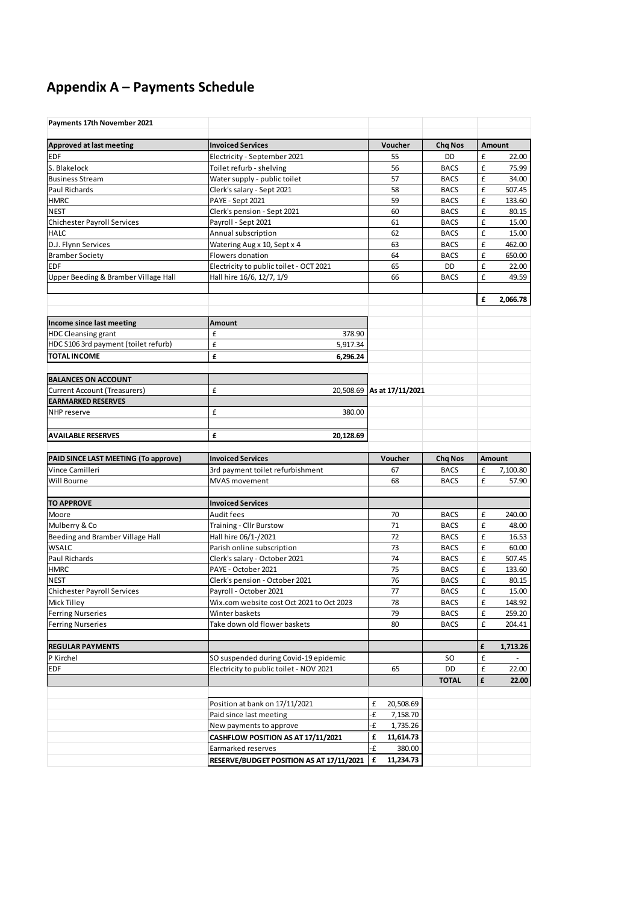# Appendix A – Payments Schedule

| Payments 17th November 2021 | | | | |
|---|---|---|---|---|
| **Approved at last meeting** | **Invoiced Services** | **Voucher** | **Chq Nos** | **Amount** |
| EDF | Electricity - September 2021 | 55 | DD | £ 22.00 |
| S. Blakelock | Toilet refurb - shelving | 56 | BACS | £ 75.99 |
| Business Stream | Water supply - public toilet | 57 | BACS | £ 34.00 |
| Paul Richards | Clerk's salary - Sept 2021 | 58 | BACS | £ 507.45 |
| HMRC | PAYE - Sept 2021 | 59 | BACS | £ 133.60 |
| NEST | Clerk's pension - Sept 2021 | 60 | BACS | £ 80.15 |
| Chichester Payroll Services | Payroll - Sept 2021 | 61 | BACS | £ 15.00 |
| HALC | Annual subscription | 62 | BACS | £ 15.00 |
| D.J. Flynn Services | Watering Aug x 10, Sept x 4 | 63 | BACS | £ 462.00 |
| Bramber Society | Flowers donation | 64 | BACS | £ 650.00 |
| EDF | Electricity to public toilet - OCT 2021 | 65 | DD | £ 22.00 |
| Upper Beeding & Bramber Village Hall | Hall hire 16/6, 12/7, 1/9 | 66 | BACS | £ 49.59 |
| | | | | **£ 2,066.78** |

| **Income since last meeting** | **Amount** |
|---|---|
| HDC Cleansing grant | £ 378.90 |
| HDC S106 3rd payment (toilet refurb) | £ 5,917.34 |
| **TOTAL INCOME** | **£ 6,296.24** |

| **BALANCES ON ACCOUNT** | | |
|---|---|---|
| Current Account (Treasurers) | £ 20,508.69 | **As at 17/11/2021** |
| **EARMARKED RESERVES** | | |
| NHP reserve | £ 380.00 | |
| **AVAILABLE RESERVES** | **£ 20,128.69** | |

| **PAID SINCE LAST MEETING (To approve)** | **Invoiced Services** | **Voucher** | **Chq Nos** | **Amount** |
|---|---|---|---|---|
| Vince Camilleri | 3rd payment toilet refurbishment | 67 | BACS | £ 7,100.80 |
| Will Bourne | MVAS movement | 68 | BACS | £ 57.90 |
| **TO APPROVE** | **Invoiced Services** | | | |
| Moore | Audit fees | 70 | BACS | £ 240.00 |
| Mulberry & Co | Training - Cllr Burstow | 71 | BACS | £ 48.00 |
| Beeding and Bramber Village Hall | Hall hire 06/1-/2021 | 72 | BACS | £ 16.53 |
| WSALC | Parish online subscription | 73 | BACS | £ 60.00 |
| Paul Richards | Clerk's salary - October 2021 | 74 | BACS | £ 507.45 |
| HMRC | PAYE - October 2021 | 75 | BACS | £ 133.60 |
| NEST | Clerk's pension - October 2021 | 76 | BACS | £ 80.15 |
| Chichester Payroll Services | Payroll - October 2021 | 77 | BACS | £ 15.00 |
| Mick Tilley | Wix.com website cost Oct 2021 to Oct 2023 | 78 | BACS | £ 148.92 |
| Ferring Nurseries | Winter baskets | 79 | BACS | £ 259.20 |
| Ferring Nurseries | Take down old flower baskets | 80 | BACS | £ 204.41 |
| **REGULAR PAYMENTS** | | | | **£ 1,713.26** |
| P Kirchel | SO suspended during Covid-19 epidemic | | SO | £ - |
| EDF | Electricity to public toilet - NOV 2021 | 65 | DD | £ 22.00 |
| | | | **TOTAL** | **£ 22.00** |

| | |
|---|---|
| Position at bank on 17/11/2021 | £ 20,508.69 |
| Paid since last meeting | -£ 7,158.70 |
| New payments to approve | -£ 1,735.26 |
| **CASHFLOW POSITION AS AT 17/11/2021** | **£ 11,614.73** |
| Earmarked reserves | -£ 380.00 |
| **RESERVE/BUDGET POSITION AS AT 17/11/2021** | **£ 11,234.73** |